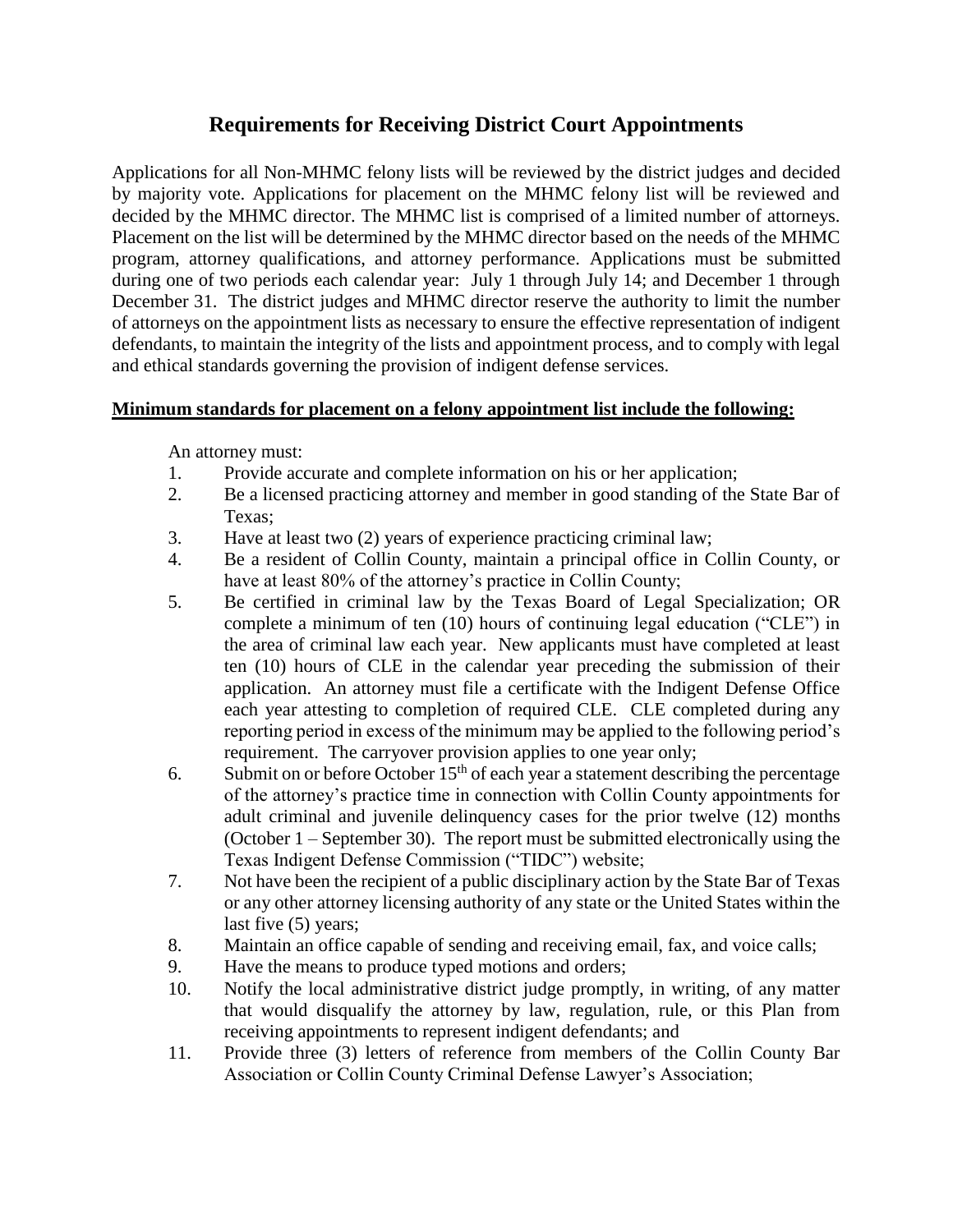# Requirements for Receiving District Court Appointments

Applications for all Non-MHMC felony lists will be reviewed by the district judges and decided by majority vote. Applications for placement on the MHMC felony list will be reviewed and decided by the MHMC director. The MHMC list is comprised of a limited number of attorneys. Placement on the list will be determined by the MHMC director based on the needs of the MHMC program, attorney qualifications, and attorney performance. Applications must be submitted during one of two periods each calendar year: July 1 through July 14; and December 1 through December 31. The district judges and MHMC director reserve the authority to limit the number of attorneys on the appointment lists as necessary to ensure the effective representation of indigent defendants, to maintain the integrity of the lists and appointment process, and to comply with legal and ethical standards governing the provision of indigent defense services.

**Minimum standards for placement on a felony appointment list include the following:**

An attorney must:

1. Provide accurate and complete information on his or her application;
2. Be a licensed practicing attorney and member in good standing of the State Bar of Texas;
3. Have at least two (2) years of experience practicing criminal law;
4. Be a resident of Collin County, maintain a principal office in Collin County, or have at least 80% of the attorney's practice in Collin County;
5. Be certified in criminal law by the Texas Board of Legal Specialization; OR complete a minimum of ten (10) hours of continuing legal education ("CLE") in the area of criminal law each year. New applicants must have completed at least ten (10) hours of CLE in the calendar year preceding the submission of their application. An attorney must file a certificate with the Indigent Defense Office each year attesting to completion of required CLE. CLE completed during any reporting period in excess of the minimum may be applied to the following period's requirement. The carryover provision applies to one year only;
6. Submit on or before October 15th of each year a statement describing the percentage of the attorney's practice time in connection with Collin County appointments for adult criminal and juvenile delinquency cases for the prior twelve (12) months (October 1 – September 30). The report must be submitted electronically using the Texas Indigent Defense Commission ("TIDC") website;
7. Not have been the recipient of a public disciplinary action by the State Bar of Texas or any other attorney licensing authority of any state or the United States within the last five (5) years;
8. Maintain an office capable of sending and receiving email, fax, and voice calls;
9. Have the means to produce typed motions and orders;
10. Notify the local administrative district judge promptly, in writing, of any matter that would disqualify the attorney by law, regulation, rule, or this Plan from receiving appointments to represent indigent defendants; and
11. Provide three (3) letters of reference from members of the Collin County Bar Association or Collin County Criminal Defense Lawyer's Association;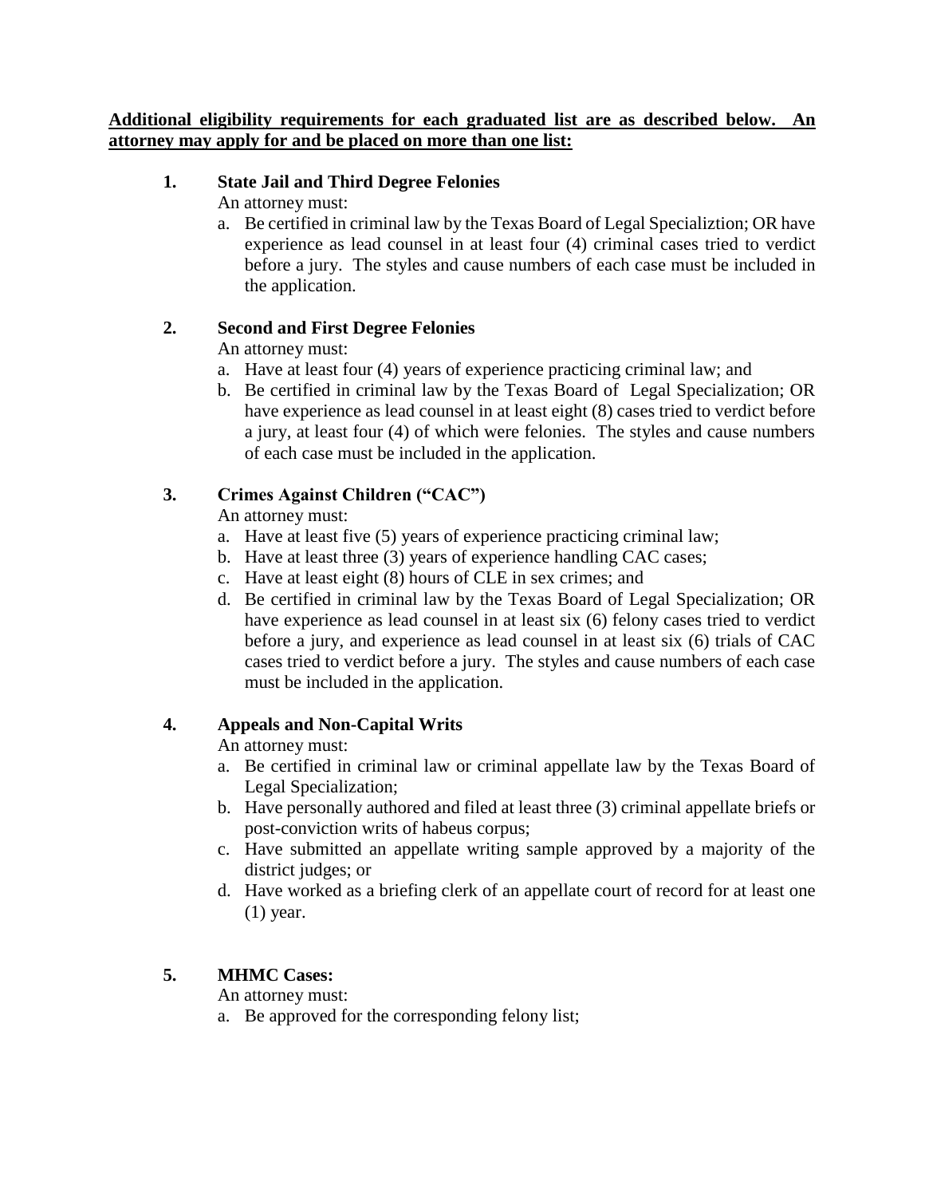**Additional eligibility requirements for each graduated list are as described below. An attorney may apply for and be placed on more than one list:**

1. **State Jail and Third Degree Felonies**

   An attorney must:

   a. Be certified in criminal law by the Texas Board of Legal Specializtion; OR have experience as lead counsel in at least four (4) criminal cases tried to verdict before a jury. The styles and cause numbers of each case must be included in the application.

2. **Second and First Degree Felonies**

   An attorney must:

   a. Have at least four (4) years of experience practicing criminal law; and

   b. Be certified in criminal law by the Texas Board of Legal Specialization; OR have experience as lead counsel in at least eight (8) cases tried to verdict before a jury, at least four (4) of which were felonies. The styles and cause numbers of each case must be included in the application.

3. **Crimes Against Children ("CAC")**

   An attorney must:

   a. Have at least five (5) years of experience practicing criminal law;

   b. Have at least three (3) years of experience handling CAC cases;

   c. Have at least eight (8) hours of CLE in sex crimes; and

   d. Be certified in criminal law by the Texas Board of Legal Specialization; OR have experience as lead counsel in at least six (6) felony cases tried to verdict before a jury, and experience as lead counsel in at least six (6) trials of CAC cases tried to verdict before a jury. The styles and cause numbers of each case must be included in the application.

4. **Appeals and Non-Capital Writs**

   An attorney must:

   a. Be certified in criminal law or criminal appellate law by the Texas Board of Legal Specialization;

   b. Have personally authored and filed at least three (3) criminal appellate briefs or post-conviction writs of habeus corpus;

   c. Have submitted an appellate writing sample approved by a majority of the district judges; or

   d. Have worked as a briefing clerk of an appellate court of record for at least one (1) year.

5. **MHMC Cases:**

   An attorney must:

   a. Be approved for the corresponding felony list;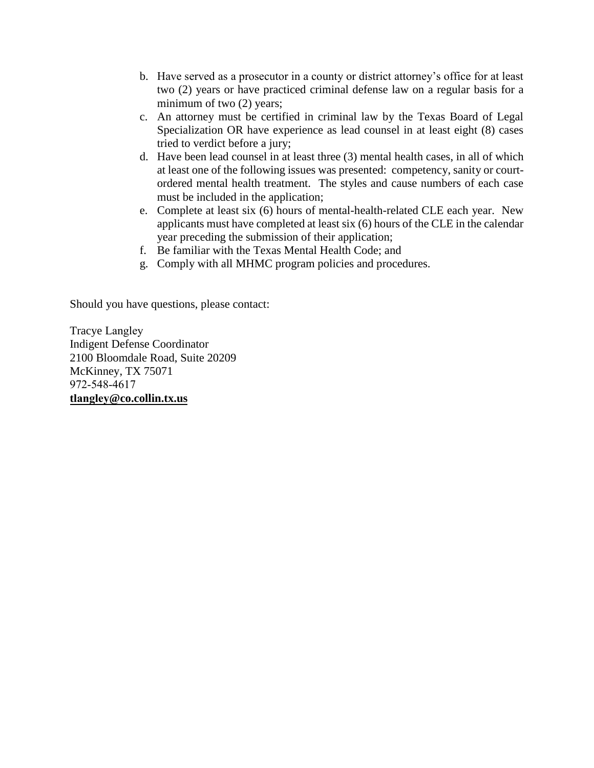b. Have served as a prosecutor in a county or district attorney's office for at least two (2) years or have practiced criminal defense law on a regular basis for a minimum of two (2) years;
c. An attorney must be certified in criminal law by the Texas Board of Legal Specialization OR have experience as lead counsel in at least eight (8) cases tried to verdict before a jury;
d. Have been lead counsel in at least three (3) mental health cases, in all of which at least one of the following issues was presented: competency, sanity or court-ordered mental health treatment. The styles and cause numbers of each case must be included in the application;
e. Complete at least six (6) hours of mental-health-related CLE each year. New applicants must have completed at least six (6) hours of the CLE in the calendar year preceding the submission of their application;
f. Be familiar with the Texas Mental Health Code; and
g. Comply with all MHMC program policies and procedures.

Should you have questions, please contact:

Tracye Langley
Indigent Defense Coordinator
2100 Bloomdale Road, Suite 20209
McKinney, TX 75071
972-548-4617
**tlangley@co.collin.tx.us**